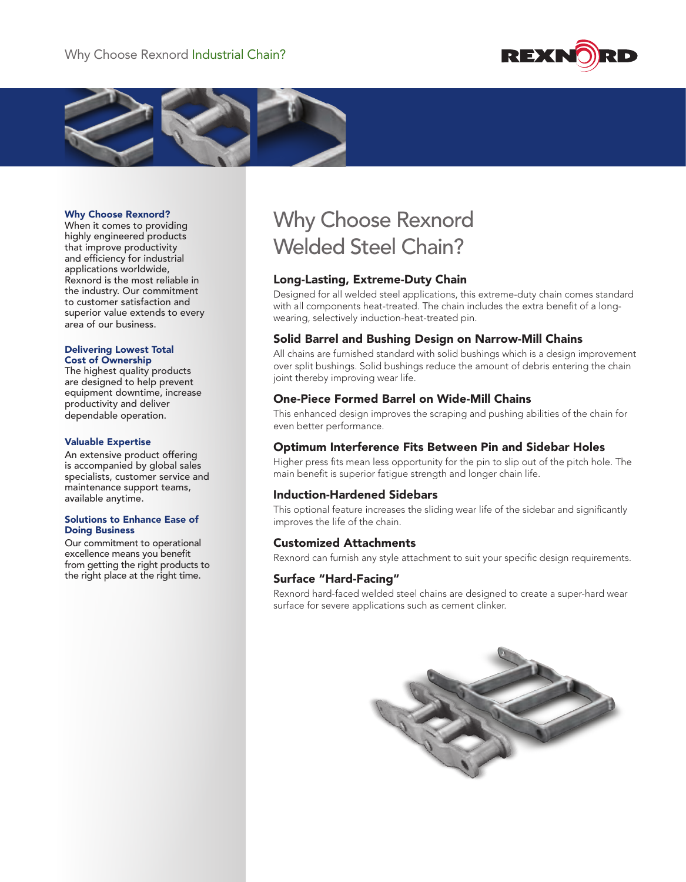Why Choose Rexnord Industrial Chain?

### Why Choose Rexnord?

When it comes to providing highly engineered products that improve productivity and efficiency for industrial applications worldwide, Rexnord is the most reliable in the industry. Our commitment to customer satisfaction and superior value extends to every area of our business.

### Delivering Lowest Total Cost of Ownership

The highest quality products are designed to help prevent equipment downtime, increase productivity and deliver dependable operation.

### Valuable Expertise

An extensive product offering is accompanied by global sales specialists, customer service and maintenance support teams, available anytime.

### Solutions to Enhance Ease of Doing Business

Our commitment to operational excellence means you benefit from getting the right products to the right place at the right time.

# Why Choose Rexnord Welded Steel Chain?

## Long-Lasting, Extreme-Duty Chain

Designed for all welded steel applications, this extreme-duty chain comes standard with all components heat-treated. The chain includes the extra benefit of a long-wearing, selectively induction-heat-treated pin.

## Solid Barrel and Bushing Design on Narrow-Mill Chains

All chains are furnished standard with solid bushings which is a design improvement over split bushings. Solid bushings reduce the amount of debris entering the chain joint thereby improving wear life.

## One-Piece Formed Barrel on Wide-Mill Chains

This enhanced design improves the scraping and pushing abilities of the chain for even better performance.

## Optimum Interference Fits Between Pin and Sidebar Holes

Higher press fits mean less opportunity for the pin to slip out of the pitch hole. The main benefit is superior fatigue strength and longer chain life.

## Induction-Hardened Sidebars

This optional feature increases the sliding wear life of the sidebar and significantly improves the life of the chain.

## Customized Attachments

Rexnord can furnish any style attachment to suit your specific design requirements.

## Surface "Hard-Facing"

Rexnord hard-faced welded steel chains are designed to create a super-hard wear surface for severe applications such as cement clinker.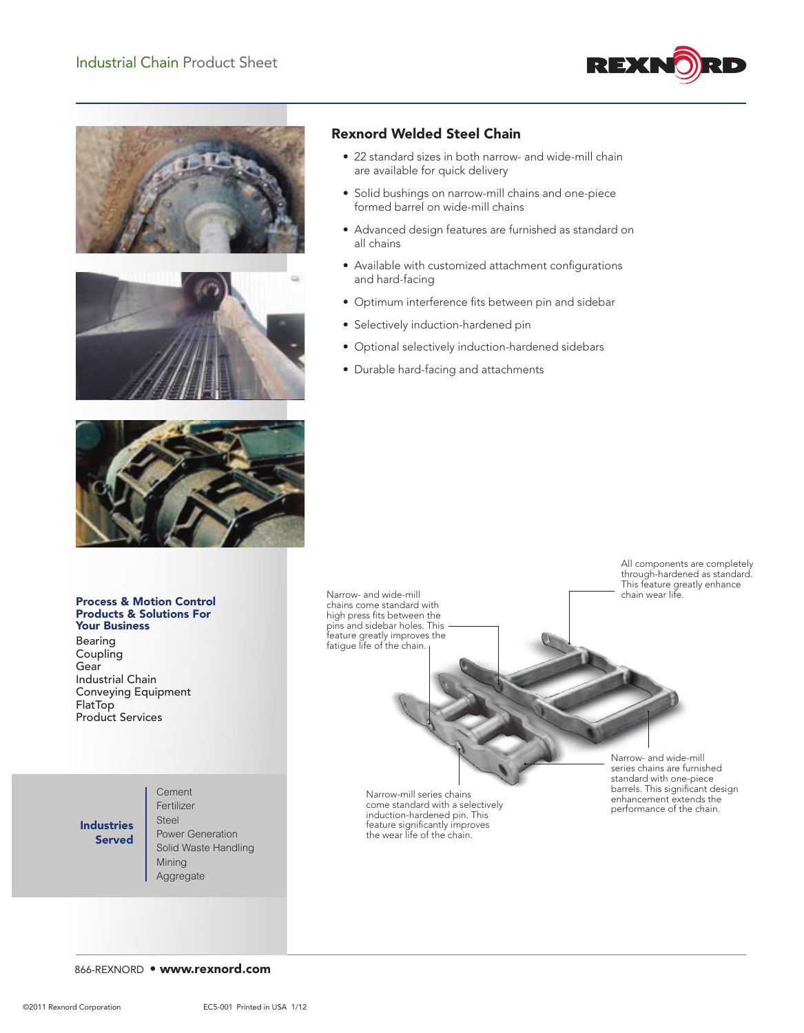## Rexnord Welded Steel Chain

- 22 standard sizes in both narrow- and wide-mill chain are available for quick delivery
- Solid bushings on narrow-mill chains and one-piece formed barrel on wide-mill chains
- Advanced design features are furnished as standard on all chains
- Available with customized attachment configurations and hard-facing
- Optimum interference fits between pin and sidebar
- Selectively induction-hardened pin
- Optional selectively induction-hardened sidebars
- Durable hard-facing and attachments

All components are completely through-hardened as standard. This feature greatly enhance chain wear life.

Narrow- and wide-mill chains come standard with high press fits between the pins and sidebar holes. This feature greatly improves the fatigue life of the chain.

Narrow- and wide-mill series chains are furnished standard with one-piece barrels. This significant design enhancement extends the performance of the chain.

Narrow-mill series chains come standard with a selectively induction-hardened pin. This feature significantly improves the wear life of the chain.

**Process & Motion Control Products & Solutions For Your Business**

Bearing
Coupling
Gear
Industrial Chain
Conveying Equipment
FlatTop
Product Services

**Industries Served**

Cement
Fertilizer
Steel
Power Generation
Solid Waste Handling
Mining
Aggregate

866-REXNORD • **www.rexnord.com**

©2011 Rexnord Corporation EC5-001 Printed in USA 1/12